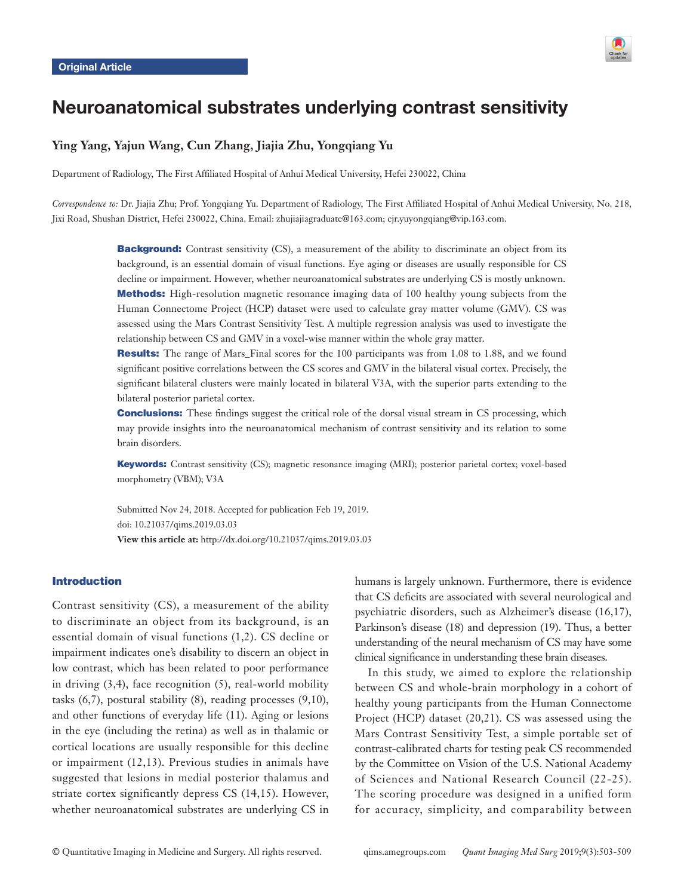Original Article

# Neuroanatomical substrates underlying contrast sensitivity

**Ying Yang, Yajun Wang, Cun Zhang, Jiajia Zhu, Yongqiang Yu**

Department of Radiology, The First Affiliated Hospital of Anhui Medical University, Hefei 230022, China

*Correspondence to:* Dr. Jiajia Zhu; Prof. Yongqiang Yu. Department of Radiology, The First Affiliated Hospital of Anhui Medical University, No. 218, Jixi Road, Shushan District, Hefei 230022, China. Email: zhujiajiagraduate@163.com; cjr.yuyongqiang@vip.163.com.

**Background:** Contrast sensitivity (CS), a measurement of the ability to discriminate an object from its background, is an essential domain of visual functions. Eye aging or diseases are usually responsible for CS decline or impairment. However, whether neuroanatomical substrates are underlying CS is mostly unknown.
**Methods:** High-resolution magnetic resonance imaging data of 100 healthy young subjects from the Human Connectome Project (HCP) dataset were used to calculate gray matter volume (GMV). CS was assessed using the Mars Contrast Sensitivity Test. A multiple regression analysis was used to investigate the relationship between CS and GMV in a voxel-wise manner within the whole gray matter.
**Results:** The range of Mars_Final scores for the 100 participants was from 1.08 to 1.88, and we found significant positive correlations between the CS scores and GMV in the bilateral visual cortex. Precisely, the significant bilateral clusters were mainly located in bilateral V3A, with the superior parts extending to the bilateral posterior parietal cortex.
**Conclusions:** These findings suggest the critical role of the dorsal visual stream in CS processing, which may provide insights into the neuroanatomical mechanism of contrast sensitivity and its relation to some brain disorders.

**Keywords:** Contrast sensitivity (CS); magnetic resonance imaging (MRI); posterior parietal cortex; voxel-based morphometry (VBM); V3A

Submitted Nov 24, 2018. Accepted for publication Feb 19, 2019.
doi: 10.21037/qims.2019.03.03
**View this article at:** http://dx.doi.org/10.21037/qims.2019.03.03

## Introduction

Contrast sensitivity (CS), a measurement of the ability to discriminate an object from its background, is an essential domain of visual functions (1,2). CS decline or impairment indicates one's disability to discern an object in low contrast, which has been related to poor performance in driving (3,4), face recognition (5), real-world mobility tasks (6,7), postural stability (8), reading processes (9,10), and other functions of everyday life (11). Aging or lesions in the eye (including the retina) as well as in thalamic or cortical locations are usually responsible for this decline or impairment (12,13). Previous studies in animals have suggested that lesions in medial posterior thalamus and striate cortex significantly depress CS (14,15). However, whether neuroanatomical substrates are underlying CS in humans is largely unknown. Furthermore, there is evidence that CS deficits are associated with several neurological and psychiatric disorders, such as Alzheimer's disease (16,17), Parkinson's disease (18) and depression (19). Thus, a better understanding of the neural mechanism of CS may have some clinical significance in understanding these brain diseases.

In this study, we aimed to explore the relationship between CS and whole-brain morphology in a cohort of healthy young participants from the Human Connectome Project (HCP) dataset (20,21). CS was assessed using the Mars Contrast Sensitivity Test, a simple portable set of contrast-calibrated charts for testing peak CS recommended by the Committee on Vision of the U.S. National Academy of Sciences and National Research Council (22-25). The scoring procedure was designed in a unified form for accuracy, simplicity, and comparability between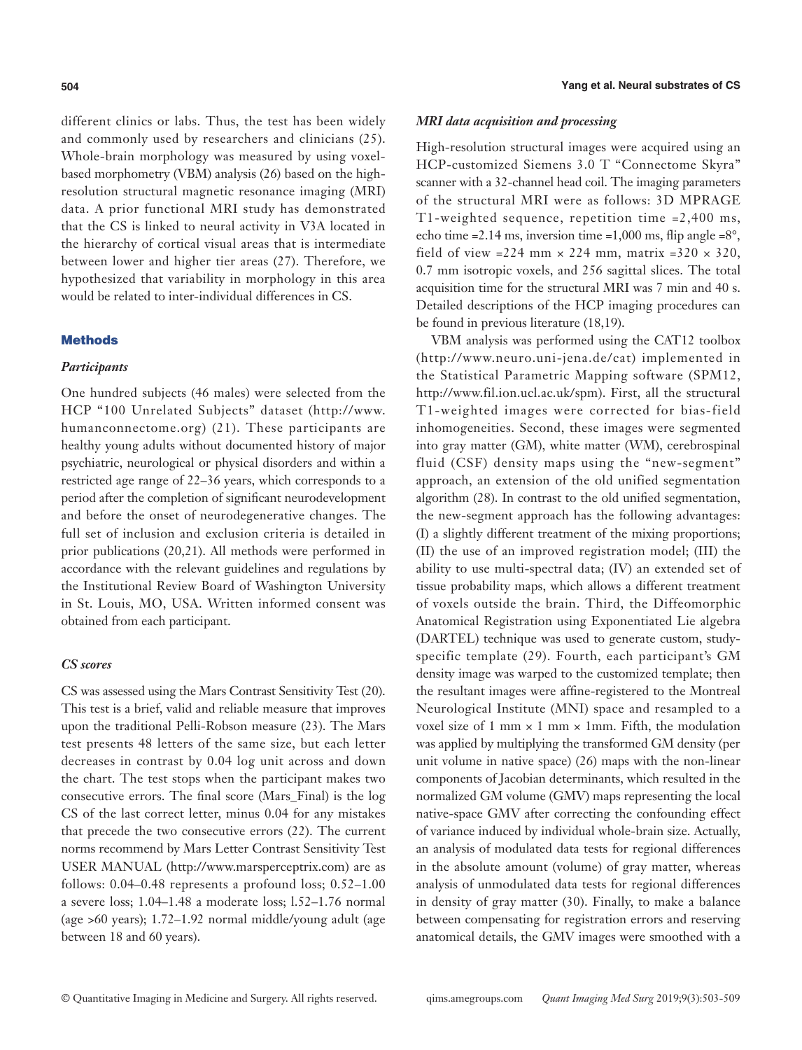different clinics or labs. Thus, the test has been widely and commonly used by researchers and clinicians (25). Whole-brain morphology was measured by using voxel-based morphometry (VBM) analysis (26) based on the high-resolution structural magnetic resonance imaging (MRI) data. A prior functional MRI study has demonstrated that the CS is linked to neural activity in V3A located in the hierarchy of cortical visual areas that is intermediate between lower and higher tier areas (27). Therefore, we hypothesized that variability in morphology in this area would be related to inter-individual differences in CS.

## Methods

### *Participants*

One hundred subjects (46 males) were selected from the HCP "100 Unrelated Subjects" dataset (http://www.humanconnectome.org) (21). These participants are healthy young adults without documented history of major psychiatric, neurological or physical disorders and within a restricted age range of 22–36 years, which corresponds to a period after the completion of significant neurodevelopment and before the onset of neurodegenerative changes. The full set of inclusion and exclusion criteria is detailed in prior publications (20,21). All methods were performed in accordance with the relevant guidelines and regulations by the Institutional Review Board of Washington University in St. Louis, MO, USA. Written informed consent was obtained from each participant.

### *CS scores*

CS was assessed using the Mars Contrast Sensitivity Test (20). This test is a brief, valid and reliable measure that improves upon the traditional Pelli-Robson measure (23). The Mars test presents 48 letters of the same size, but each letter decreases in contrast by 0.04 log unit across and down the chart. The test stops when the participant makes two consecutive errors. The final score (Mars_Final) is the log CS of the last correct letter, minus 0.04 for any mistakes that precede the two consecutive errors (22). The current norms recommend by Mars Letter Contrast Sensitivity Test USER MANUAL (http://www.marsperceptrix.com) are as follows: 0.04–0.48 represents a profound loss; 0.52–1.00 a severe loss; 1.04–1.48 a moderate loss; l.52–1.76 normal (age >60 years); 1.72–1.92 normal middle/young adult (age between 18 and 60 years).

### *MRI data acquisition and processing*

High-resolution structural images were acquired using an HCP-customized Siemens 3.0 T "Connectome Skyra" scanner with a 32-channel head coil. The imaging parameters of the structural MRI were as follows: 3D MPRAGE T1-weighted sequence, repetition time =2,400 ms, echo time =2.14 ms, inversion time =1,000 ms, flip angle =8°, field of view =224 mm × 224 mm, matrix =320 × 320, 0.7 mm isotropic voxels, and 256 sagittal slices. The total acquisition time for the structural MRI was 7 min and 40 s. Detailed descriptions of the HCP imaging procedures can be found in previous literature (18,19).

VBM analysis was performed using the CAT12 toolbox (http://www.neuro.uni-jena.de/cat) implemented in the Statistical Parametric Mapping software (SPM12, http://www.fil.ion.ucl.ac.uk/spm). First, all the structural T1-weighted images were corrected for bias-field inhomogeneities. Second, these images were segmented into gray matter (GM), white matter (WM), cerebrospinal fluid (CSF) density maps using the "new-segment" approach, an extension of the old unified segmentation algorithm (28). In contrast to the old unified segmentation, the new-segment approach has the following advantages: (I) a slightly different treatment of the mixing proportions; (II) the use of an improved registration model; (III) the ability to use multi-spectral data; (IV) an extended set of tissue probability maps, which allows a different treatment of voxels outside the brain. Third, the Diffeomorphic Anatomical Registration using Exponentiated Lie algebra (DARTEL) technique was used to generate custom, study-specific template (29). Fourth, each participant's GM density image was warped to the customized template; then the resultant images were affine-registered to the Montreal Neurological Institute (MNI) space and resampled to a voxel size of 1 mm × 1 mm × 1mm. Fifth, the modulation was applied by multiplying the transformed GM density (per unit volume in native space) (26) maps with the non-linear components of Jacobian determinants, which resulted in the normalized GM volume (GMV) maps representing the local native-space GMV after correcting the confounding effect of variance induced by individual whole-brain size. Actually, an analysis of modulated data tests for regional differences in the absolute amount (volume) of gray matter, whereas analysis of unmodulated data tests for regional differences in density of gray matter (30). Finally, to make a balance between compensating for registration errors and reserving anatomical details, the GMV images were smoothed with a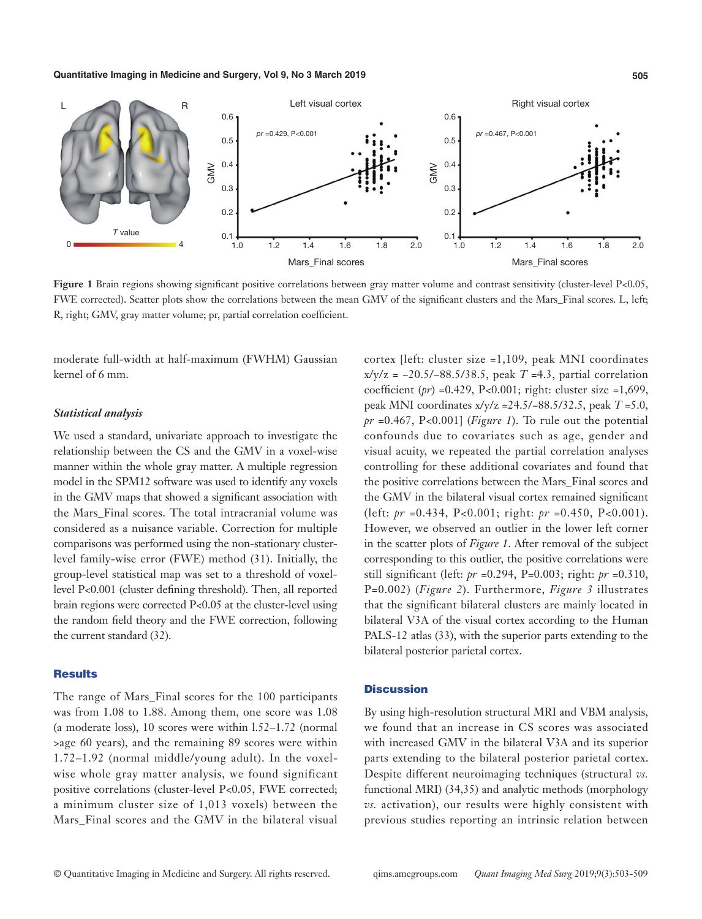**Figure 1** Brain regions showing significant positive correlations between gray matter volume and contrast sensitivity (cluster-level P<0.05, FWE corrected). Scatter plots show the correlations between the mean GMV of the significant clusters and the Mars_Final scores. L, left; R, right; GMV, gray matter volume; pr, partial correlation coefficient.

moderate full-width at half-maximum (FWHM) Gaussian kernel of 6 mm.

### *Statistical analysis*

We used a standard, univariate approach to investigate the relationship between the CS and the GMV in a voxel-wise manner within the whole gray matter. A multiple regression model in the SPM12 software was used to identify any voxels in the GMV maps that showed a significant association with the Mars_Final scores. The total intracranial volume was considered as a nuisance variable. Correction for multiple comparisons was performed using the non-stationary cluster-level family-wise error (FWE) method (31). Initially, the group-level statistical map was set to a threshold of voxel-level P<0.001 (cluster defining threshold). Then, all reported brain regions were corrected P<0.05 at the cluster-level using the random field theory and the FWE correction, following the current standard (32).

## Results

The range of Mars_Final scores for the 100 participants was from 1.08 to 1.88. Among them, one score was 1.08 (a moderate loss), 10 scores were within 1.52–1.72 (normal >age 60 years), and the remaining 89 scores were within 1.72–1.92 (normal middle/young adult). In the voxel-wise whole gray matter analysis, we found significant positive correlations (cluster-level P<0.05, FWE corrected; a minimum cluster size of 1,013 voxels) between the Mars_Final scores and the GMV in the bilateral visual cortex [left: cluster size =1,109, peak MNI coordinates x/y/z = −20.5/−88.5/38.5, peak *T* =4.3, partial correlation coefficient (*pr*) =0.429, P<0.001; right: cluster size =1,699, peak MNI coordinates x/y/z =24.5/−88.5/32.5, peak *T* =5.0, *pr* =0.467, P<0.001] (*Figure 1*). To rule out the potential confounds due to covariates such as age, gender and visual acuity, we repeated the partial correlation analyses controlling for these additional covariates and found that the positive correlations between the Mars_Final scores and the GMV in the bilateral visual cortex remained significant (left: *pr* =0.434, P<0.001; right: *pr* =0.450, P<0.001). However, we observed an outlier in the lower left corner in the scatter plots of *Figure 1*. After removal of the subject corresponding to this outlier, the positive correlations were still significant (left: *pr* =0.294, P=0.003; right: *pr* =0.310, P=0.002) (*Figure 2*). Furthermore, *Figure 3* illustrates that the significant bilateral clusters are mainly located in bilateral V3A of the visual cortex according to the Human PALS-12 atlas (33), with the superior parts extending to the bilateral posterior parietal cortex.

## Discussion

By using high-resolution structural MRI and VBM analysis, we found that an increase in CS scores was associated with increased GMV in the bilateral V3A and its superior parts extending to the bilateral posterior parietal cortex. Despite different neuroimaging techniques (structural *vs.* functional MRI) (34,35) and analytic methods (morphology *vs.* activation), our results were highly consistent with previous studies reporting an intrinsic relation between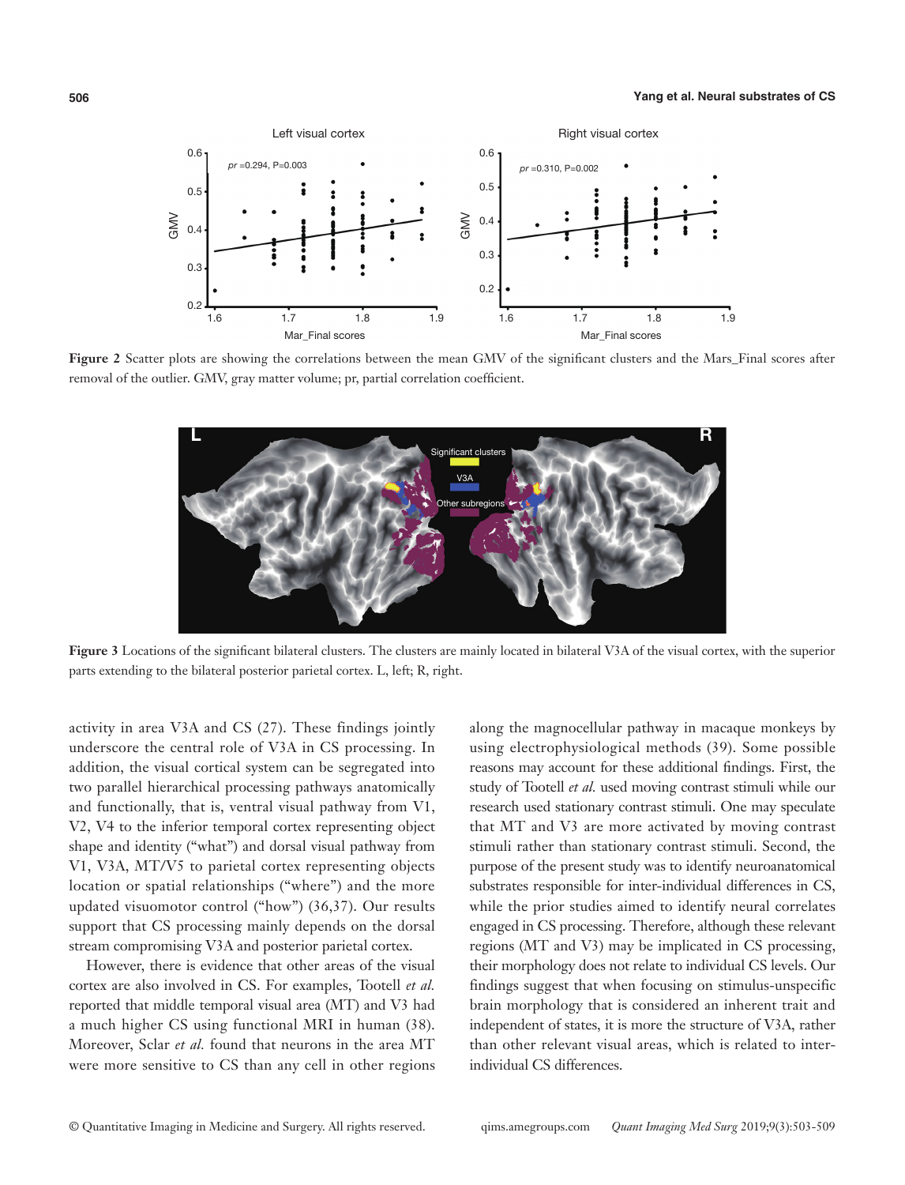**Figure 2** Scatter plots are showing the correlations between the mean GMV of the significant clusters and the Mars_Final scores after removal of the outlier. GMV, gray matter volume; pr, partial correlation coefficient.

**Figure 3** Locations of the significant bilateral clusters. The clusters are mainly located in bilateral V3A of the visual cortex, with the superior parts extending to the bilateral posterior parietal cortex. L, left; R, right.

activity in area V3A and CS (27). These findings jointly underscore the central role of V3A in CS processing. In addition, the visual cortical system can be segregated into two parallel hierarchical processing pathways anatomically and functionally, that is, ventral visual pathway from V1, V2, V4 to the inferior temporal cortex representing object shape and identity ("what") and dorsal visual pathway from V1, V3A, MT/V5 to parietal cortex representing objects location or spatial relationships ("where") and the more updated visuomotor control ("how") (36,37). Our results support that CS processing mainly depends on the dorsal stream compromising V3A and posterior parietal cortex.

However, there is evidence that other areas of the visual cortex are also involved in CS. For examples, Tootell *et al.* reported that middle temporal visual area (MT) and V3 had a much higher CS using functional MRI in human (38). Moreover, Sclar *et al.* found that neurons in the area MT were more sensitive to CS than any cell in other regions along the magnocellular pathway in macaque monkeys by using electrophysiological methods (39). Some possible reasons may account for these additional findings. First, the study of Tootell *et al.* used moving contrast stimuli while our research used stationary contrast stimuli. One may speculate that MT and V3 are more activated by moving contrast stimuli rather than stationary contrast stimuli. Second, the purpose of the present study was to identify neuroanatomical substrates responsible for inter-individual differences in CS, while the prior studies aimed to identify neural correlates engaged in CS processing. Therefore, although these relevant regions (MT and V3) may be implicated in CS processing, their morphology does not relate to individual CS levels. Our findings suggest that when focusing on stimulus-unspecific brain morphology that is considered an inherent trait and independent of states, it is more the structure of V3A, rather than other relevant visual areas, which is related to inter-individual CS differences.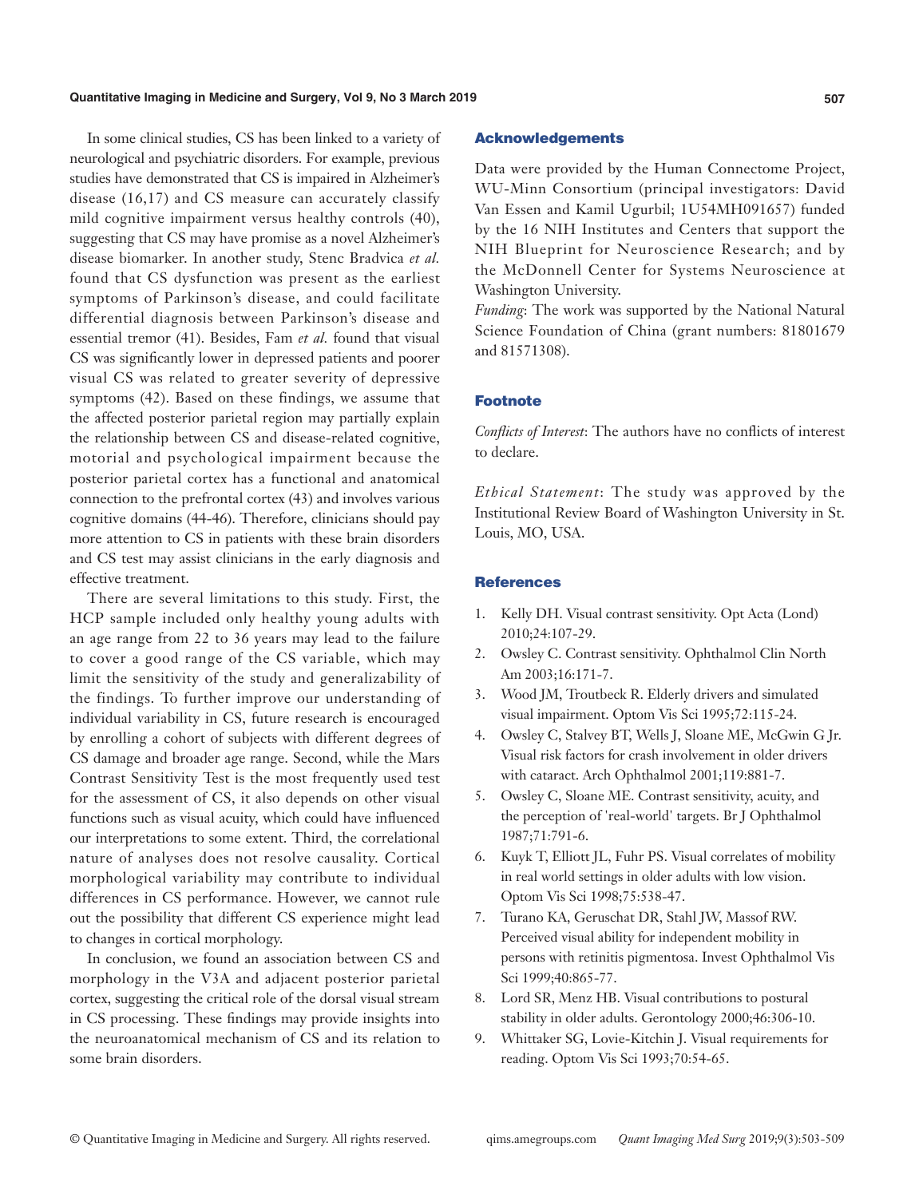In some clinical studies, CS has been linked to a variety of neurological and psychiatric disorders. For example, previous studies have demonstrated that CS is impaired in Alzheimer's disease (16,17) and CS measure can accurately classify mild cognitive impairment versus healthy controls (40), suggesting that CS may have promise as a novel Alzheimer's disease biomarker. In another study, Stenc Bradvica *et al.* found that CS dysfunction was present as the earliest symptoms of Parkinson's disease, and could facilitate differential diagnosis between Parkinson's disease and essential tremor (41). Besides, Fam *et al.* found that visual CS was significantly lower in depressed patients and poorer visual CS was related to greater severity of depressive symptoms (42). Based on these findings, we assume that the affected posterior parietal region may partially explain the relationship between CS and disease-related cognitive, motorial and psychological impairment because the posterior parietal cortex has a functional and anatomical connection to the prefrontal cortex (43) and involves various cognitive domains (44-46). Therefore, clinicians should pay more attention to CS in patients with these brain disorders and CS test may assist clinicians in the early diagnosis and effective treatment.

There are several limitations to this study. First, the HCP sample included only healthy young adults with an age range from 22 to 36 years may lead to the failure to cover a good range of the CS variable, which may limit the sensitivity of the study and generalizability of the findings. To further improve our understanding of individual variability in CS, future research is encouraged by enrolling a cohort of subjects with different degrees of CS damage and broader age range. Second, while the Mars Contrast Sensitivity Test is the most frequently used test for the assessment of CS, it also depends on other visual functions such as visual acuity, which could have influenced our interpretations to some extent. Third, the correlational nature of analyses does not resolve causality. Cortical morphological variability may contribute to individual differences in CS performance. However, we cannot rule out the possibility that different CS experience might lead to changes in cortical morphology.

In conclusion, we found an association between CS and morphology in the V3A and adjacent posterior parietal cortex, suggesting the critical role of the dorsal visual stream in CS processing. These findings may provide insights into the neuroanatomical mechanism of CS and its relation to some brain disorders.

## Acknowledgements

Data were provided by the Human Connectome Project, WU-Minn Consortium (principal investigators: David Van Essen and Kamil Ugurbil; 1U54MH091657) funded by the 16 NIH Institutes and Centers that support the NIH Blueprint for Neuroscience Research; and by the McDonnell Center for Systems Neuroscience at Washington University.

*Funding*: The work was supported by the National Natural Science Foundation of China (grant numbers: 81801679 and 81571308).

## Footnote

*Conflicts of Interest*: The authors have no conflicts of interest to declare.

*Ethical Statement*: The study was approved by the Institutional Review Board of Washington University in St. Louis, MO, USA.

## References

1. Kelly DH. Visual contrast sensitivity. Opt Acta (Lond) 2010;24:107-29.
2. Owsley C. Contrast sensitivity. Ophthalmol Clin North Am 2003;16:171-7.
3. Wood JM, Troutbeck R. Elderly drivers and simulated visual impairment. Optom Vis Sci 1995;72:115-24.
4. Owsley C, Stalvey BT, Wells J, Sloane ME, McGwin G Jr. Visual risk factors for crash involvement in older drivers with cataract. Arch Ophthalmol 2001;119:881-7.
5. Owsley C, Sloane ME. Contrast sensitivity, acuity, and the perception of 'real-world' targets. Br J Ophthalmol 1987;71:791-6.
6. Kuyk T, Elliott JL, Fuhr PS. Visual correlates of mobility in real world settings in older adults with low vision. Optom Vis Sci 1998;75:538-47.
7. Turano KA, Geruschat DR, Stahl JW, Massof RW. Perceived visual ability for independent mobility in persons with retinitis pigmentosa. Invest Ophthalmol Vis Sci 1999;40:865-77.
8. Lord SR, Menz HB. Visual contributions to postural stability in older adults. Gerontology 2000;46:306-10.
9. Whittaker SG, Lovie-Kitchin J. Visual requirements for reading. Optom Vis Sci 1993;70:54-65.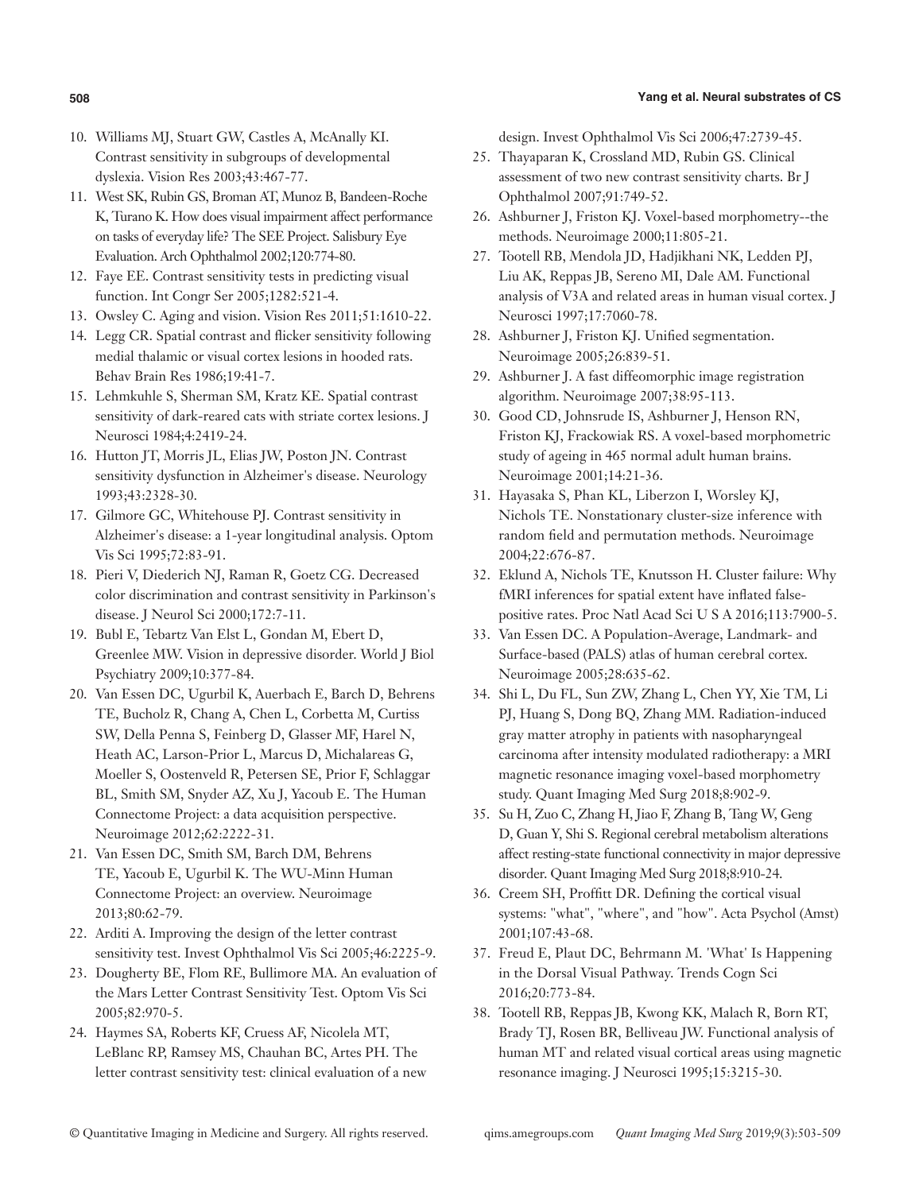10. Williams MJ, Stuart GW, Castles A, McAnally KI. Contrast sensitivity in subgroups of developmental dyslexia. Vision Res 2003;43:467-77.
11. West SK, Rubin GS, Broman AT, Munoz B, Bandeen-Roche K, Turano K. How does visual impairment affect performance on tasks of everyday life? The SEE Project. Salisbury Eye Evaluation. Arch Ophthalmol 2002;120:774-80.
12. Faye EE. Contrast sensitivity tests in predicting visual function. Int Congr Ser 2005;1282:521-4.
13. Owsley C. Aging and vision. Vision Res 2011;51:1610-22.
14. Legg CR. Spatial contrast and flicker sensitivity following medial thalamic or visual cortex lesions in hooded rats. Behav Brain Res 1986;19:41-7.
15. Lehmkuhle S, Sherman SM, Kratz KE. Spatial contrast sensitivity of dark-reared cats with striate cortex lesions. J Neurosci 1984;4:2419-24.
16. Hutton JT, Morris JL, Elias JW, Poston JN. Contrast sensitivity dysfunction in Alzheimer's disease. Neurology 1993;43:2328-30.
17. Gilmore GC, Whitehouse PJ. Contrast sensitivity in Alzheimer's disease: a 1-year longitudinal analysis. Optom Vis Sci 1995;72:83-91.
18. Pieri V, Diederich NJ, Raman R, Goetz CG. Decreased color discrimination and contrast sensitivity in Parkinson's disease. J Neurol Sci 2000;172:7-11.
19. Bubl E, Tebartz Van Elst L, Gondan M, Ebert D, Greenlee MW. Vision in depressive disorder. World J Biol Psychiatry 2009;10:377-84.
20. Van Essen DC, Ugurbil K, Auerbach E, Barch D, Behrens TE, Bucholz R, Chang A, Chen L, Corbetta M, Curtiss SW, Della Penna S, Feinberg D, Glasser MF, Harel N, Heath AC, Larson-Prior L, Marcus D, Michalareas G, Moeller S, Oostenveld R, Petersen SE, Prior F, Schlaggar BL, Smith SM, Snyder AZ, Xu J, Yacoub E. The Human Connectome Project: a data acquisition perspective. Neuroimage 2012;62:2222-31.
21. Van Essen DC, Smith SM, Barch DM, Behrens TE, Yacoub E, Ugurbil K. The WU-Minn Human Connectome Project: an overview. Neuroimage 2013;80:62-79.
22. Arditi A. Improving the design of the letter contrast sensitivity test. Invest Ophthalmol Vis Sci 2005;46:2225-9.
23. Dougherty BE, Flom RE, Bullimore MA. An evaluation of the Mars Letter Contrast Sensitivity Test. Optom Vis Sci 2005;82:970-5.
24. Haymes SA, Roberts KF, Cruess AF, Nicolela MT, LeBlanc RP, Ramsey MS, Chauhan BC, Artes PH. The letter contrast sensitivity test: clinical evaluation of a new design. Invest Ophthalmol Vis Sci 2006;47:2739-45.
25. Thayaparan K, Crossland MD, Rubin GS. Clinical assessment of two new contrast sensitivity charts. Br J Ophthalmol 2007;91:749-52.
26. Ashburner J, Friston KJ. Voxel-based morphometry--the methods. Neuroimage 2000;11:805-21.
27. Tootell RB, Mendola JD, Hadjikhani NK, Ledden PJ, Liu AK, Reppas JB, Sereno MI, Dale AM. Functional analysis of V3A and related areas in human visual cortex. J Neurosci 1997;17:7060-78.
28. Ashburner J, Friston KJ. Unified segmentation. Neuroimage 2005;26:839-51.
29. Ashburner J. A fast diffeomorphic image registration algorithm. Neuroimage 2007;38:95-113.
30. Good CD, Johnsrude IS, Ashburner J, Henson RN, Friston KJ, Frackowiak RS. A voxel-based morphometric study of ageing in 465 normal adult human brains. Neuroimage 2001;14:21-36.
31. Hayasaka S, Phan KL, Liberzon I, Worsley KJ, Nichols TE. Nonstationary cluster-size inference with random field and permutation methods. Neuroimage 2004;22:676-87.
32. Eklund A, Nichols TE, Knutsson H. Cluster failure: Why fMRI inferences for spatial extent have inflated false-positive rates. Proc Natl Acad Sci U S A 2016;113:7900-5.
33. Van Essen DC. A Population-Average, Landmark- and Surface-based (PALS) atlas of human cerebral cortex. Neuroimage 2005;28:635-62.
34. Shi L, Du FL, Sun ZW, Zhang L, Chen YY, Xie TM, Li PJ, Huang S, Dong BQ, Zhang MM. Radiation-induced gray matter atrophy in patients with nasopharyngeal carcinoma after intensity modulated radiotherapy: a MRI magnetic resonance imaging voxel-based morphometry study. Quant Imaging Med Surg 2018;8:902-9.
35. Su H, Zuo C, Zhang H, Jiao F, Zhang B, Tang W, Geng D, Guan Y, Shi S. Regional cerebral metabolism alterations affect resting-state functional connectivity in major depressive disorder. Quant Imaging Med Surg 2018;8:910-24.
36. Creem SH, Proffitt DR. Defining the cortical visual systems: "what", "where", and "how". Acta Psychol (Amst) 2001;107:43-68.
37. Freud E, Plaut DC, Behrmann M. 'What' Is Happening in the Dorsal Visual Pathway. Trends Cogn Sci 2016;20:773-84.
38. Tootell RB, Reppas JB, Kwong KK, Malach R, Born RT, Brady TJ, Rosen BR, Belliveau JW. Functional analysis of human MT and related visual cortical areas using magnetic resonance imaging. J Neurosci 1995;15:3215-30.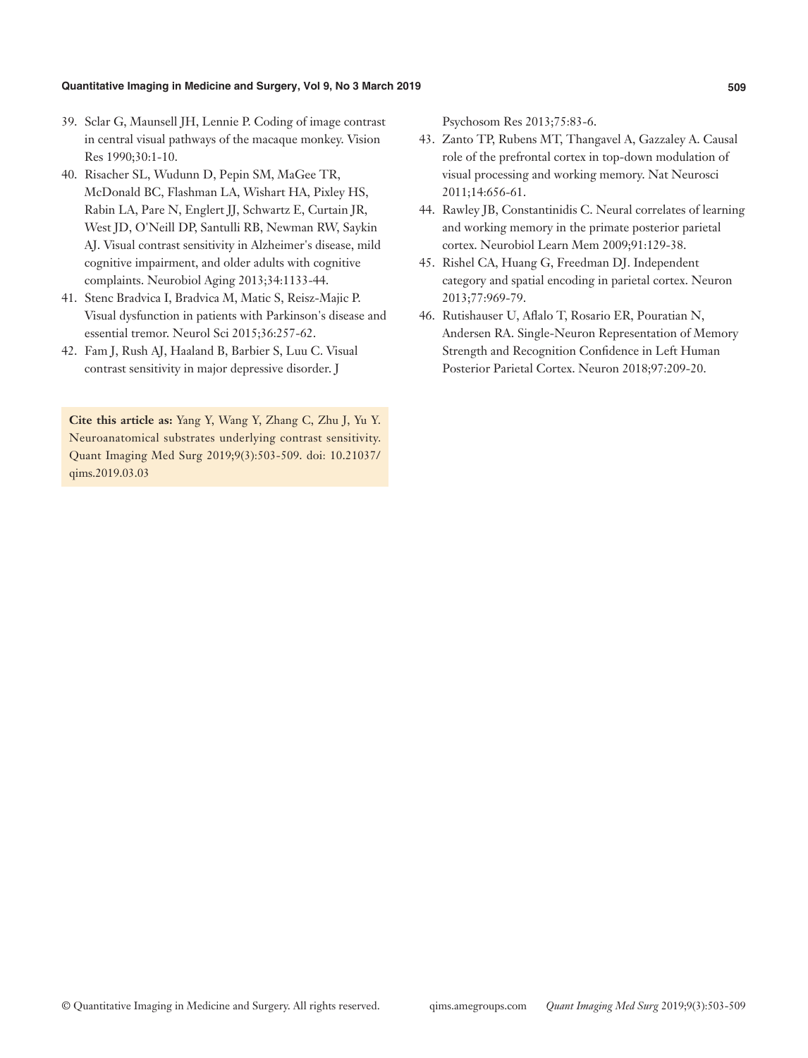39. Sclar G, Maunsell JH, Lennie P. Coding of image contrast in central visual pathways of the macaque monkey. Vision Res 1990;30:1-10.
40. Risacher SL, Wudunn D, Pepin SM, MaGee TR, McDonald BC, Flashman LA, Wishart HA, Pixley HS, Rabin LA, Pare N, Englert JJ, Schwartz E, Curtain JR, West JD, O'Neill DP, Santulli RB, Newman RW, Saykin AJ. Visual contrast sensitivity in Alzheimer's disease, mild cognitive impairment, and older adults with cognitive complaints. Neurobiol Aging 2013;34:1133-44.
41. Stenc Bradvica I, Bradvica M, Matic S, Reisz-Majic P. Visual dysfunction in patients with Parkinson's disease and essential tremor. Neurol Sci 2015;36:257-62.
42. Fam J, Rush AJ, Haaland B, Barbier S, Luu C. Visual contrast sensitivity in major depressive disorder. J Psychosom Res 2013;75:83-6.
43. Zanto TP, Rubens MT, Thangavel A, Gazzaley A. Causal role of the prefrontal cortex in top-down modulation of visual processing and working memory. Nat Neurosci 2011;14:656-61.
44. Rawley JB, Constantinidis C. Neural correlates of learning and working memory in the primate posterior parietal cortex. Neurobiol Learn Mem 2009;91:129-38.
45. Rishel CA, Huang G, Freedman DJ. Independent category and spatial encoding in parietal cortex. Neuron 2013;77:969-79.
46. Rutishauser U, Aflalo T, Rosario ER, Pouratian N, Andersen RA. Single-Neuron Representation of Memory Strength and Recognition Confidence in Left Human Posterior Parietal Cortex. Neuron 2018;97:209-20.

**Cite this article as:** Yang Y, Wang Y, Zhang C, Zhu J, Yu Y. Neuroanatomical substrates underlying contrast sensitivity. Quant Imaging Med Surg 2019;9(3):503-509. doi: 10.21037/qims.2019.03.03